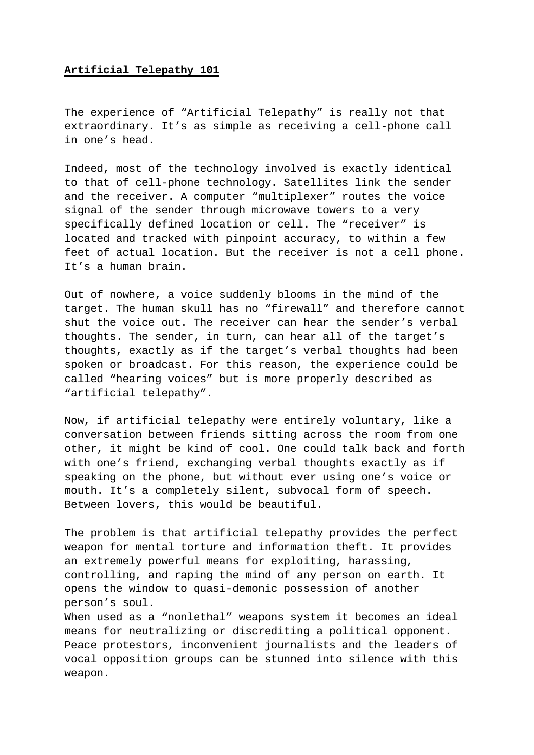**Artificial Telepathy 101**

The experience of “Artificial Telepathy” is really not that extraordinary. It’s as simple as receiving a cell-phone call in one’s head.

Indeed, most of the technology involved is exactly identical to that of cell-phone technology. Satellites link the sender and the receiver. A computer “multiplexer” routes the voice signal of the sender through microwave towers to a very specifically defined location or cell. The “receiver” is located and tracked with pinpoint accuracy, to within a few feet of actual location. But the receiver is not a cell phone. It’s a human brain.

Out of nowhere, a voice suddenly blooms in the mind of the target. The human skull has no “firewall” and therefore cannot shut the voice out. The receiver can hear the sender’s verbal thoughts. The sender, in turn, can hear all of the target’s thoughts, exactly as if the target’s verbal thoughts had been spoken or broadcast. For this reason, the experience could be called “hearing voices” but is more properly described as “artificial telepathy”.

Now, if artificial telepathy were entirely voluntary, like a conversation between friends sitting across the room from one other, it might be kind of cool. One could talk back and forth with one’s friend, exchanging verbal thoughts exactly as if speaking on the phone, but without ever using one’s voice or mouth. It’s a completely silent, subvocal form of speech. Between lovers, this would be beautiful.

The problem is that artificial telepathy provides the perfect weapon for mental torture and information theft. It provides an extremely powerful means for exploiting, harassing, controlling, and raping the mind of any person on earth. It opens the window to quasi-demonic possession of another person’s soul.
When used as a “nonlethal” weapons system it becomes an ideal means for neutralizing or discrediting a political opponent. Peace protestors, inconvenient journalists and the leaders of vocal opposition groups can be stunned into silence with this weapon.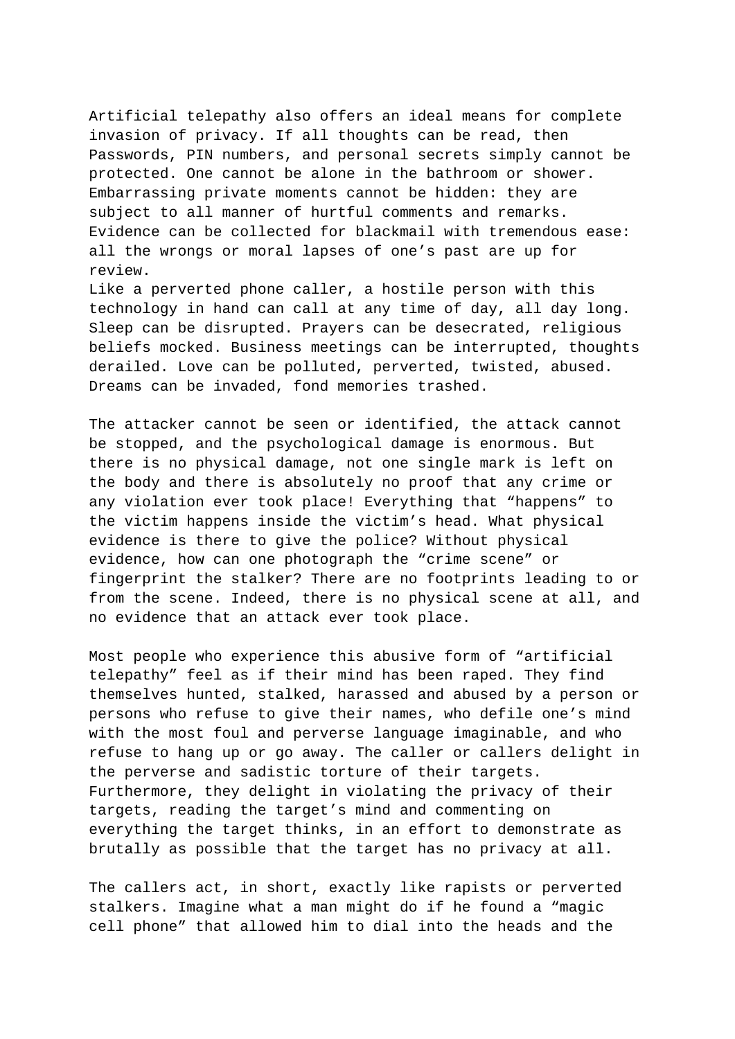Artificial telepathy also offers an ideal means for complete invasion of privacy. If all thoughts can be read, then Passwords, PIN numbers, and personal secrets simply cannot be protected. One cannot be alone in the bathroom or shower. Embarrassing private moments cannot be hidden: they are subject to all manner of hurtful comments and remarks. Evidence can be collected for blackmail with tremendous ease: all the wrongs or moral lapses of one's past are up for review.

Like a perverted phone caller, a hostile person with this technology in hand can call at any time of day, all day long. Sleep can be disrupted. Prayers can be desecrated, religious beliefs mocked. Business meetings can be interrupted, thoughts derailed. Love can be polluted, perverted, twisted, abused. Dreams can be invaded, fond memories trashed.

The attacker cannot be seen or identified, the attack cannot be stopped, and the psychological damage is enormous. But there is no physical damage, not one single mark is left on the body and there is absolutely no proof that any crime or any violation ever took place! Everything that "happens" to the victim happens inside the victim's head. What physical evidence is there to give the police? Without physical evidence, how can one photograph the "crime scene" or fingerprint the stalker? There are no footprints leading to or from the scene. Indeed, there is no physical scene at all, and no evidence that an attack ever took place.

Most people who experience this abusive form of "artificial telepathy" feel as if their mind has been raped. They find themselves hunted, stalked, harassed and abused by a person or persons who refuse to give their names, who defile one's mind with the most foul and perverse language imaginable, and who refuse to hang up or go away. The caller or callers delight in the perverse and sadistic torture of their targets. Furthermore, they delight in violating the privacy of their targets, reading the target's mind and commenting on everything the target thinks, in an effort to demonstrate as brutally as possible that the target has no privacy at all.

The callers act, in short, exactly like rapists or perverted stalkers. Imagine what a man might do if he found a "magic cell phone" that allowed him to dial into the heads and the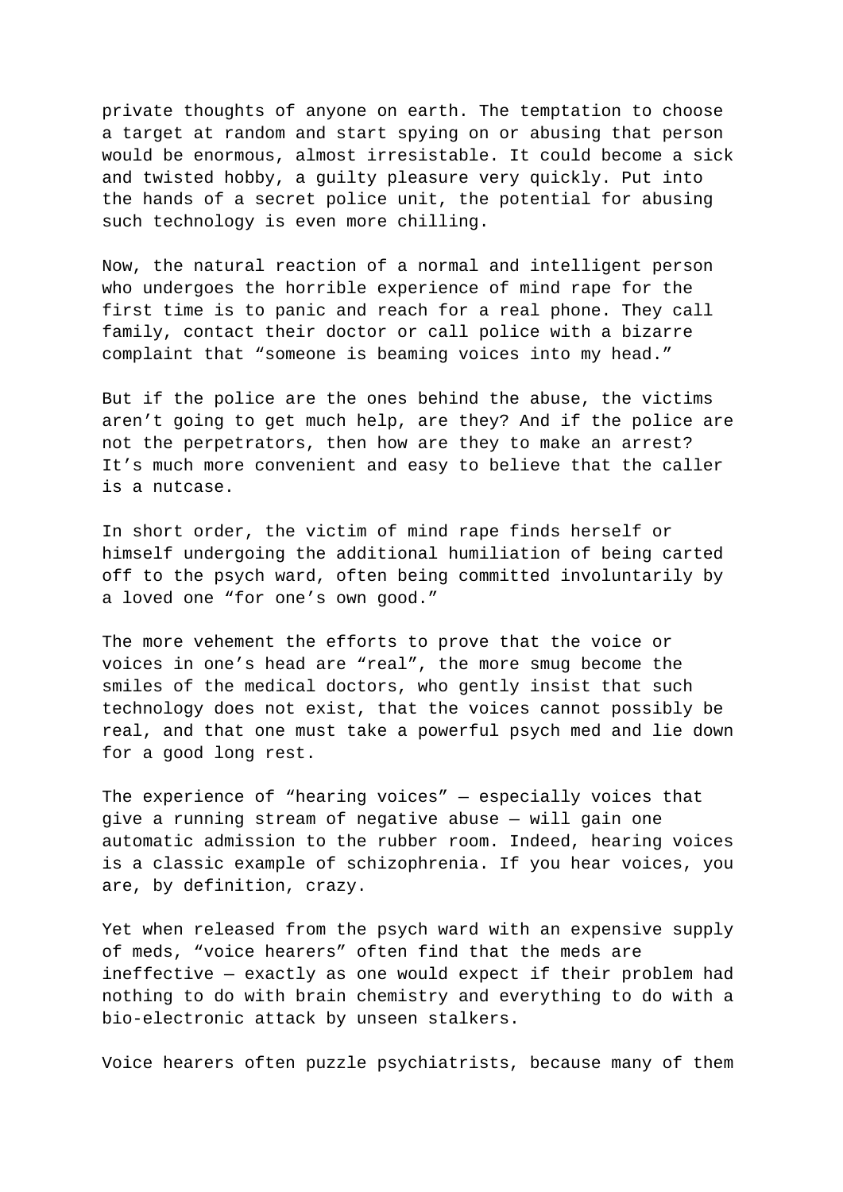private thoughts of anyone on earth. The temptation to choose a target at random and start spying on or abusing that person would be enormous, almost irresistable. It could become a sick and twisted hobby, a guilty pleasure very quickly. Put into the hands of a secret police unit, the potential for abusing such technology is even more chilling.

Now, the natural reaction of a normal and intelligent person who undergoes the horrible experience of mind rape for the first time is to panic and reach for a real phone. They call family, contact their doctor or call police with a bizarre complaint that "someone is beaming voices into my head."

But if the police are the ones behind the abuse, the victims aren't going to get much help, are they? And if the police are not the perpetrators, then how are they to make an arrest? It's much more convenient and easy to believe that the caller is a nutcase.

In short order, the victim of mind rape finds herself or himself undergoing the additional humiliation of being carted off to the psych ward, often being committed involuntarily by a loved one "for one's own good."

The more vehement the efforts to prove that the voice or voices in one's head are "real", the more smug become the smiles of the medical doctors, who gently insist that such technology does not exist, that the voices cannot possibly be real, and that one must take a powerful psych med and lie down for a good long rest.

The experience of "hearing voices" — especially voices that give a running stream of negative abuse — will gain one automatic admission to the rubber room. Indeed, hearing voices is a classic example of schizophrenia. If you hear voices, you are, by definition, crazy.

Yet when released from the psych ward with an expensive supply of meds, "voice hearers" often find that the meds are ineffective — exactly as one would expect if their problem had nothing to do with brain chemistry and everything to do with a bio-electronic attack by unseen stalkers.

Voice hearers often puzzle psychiatrists, because many of them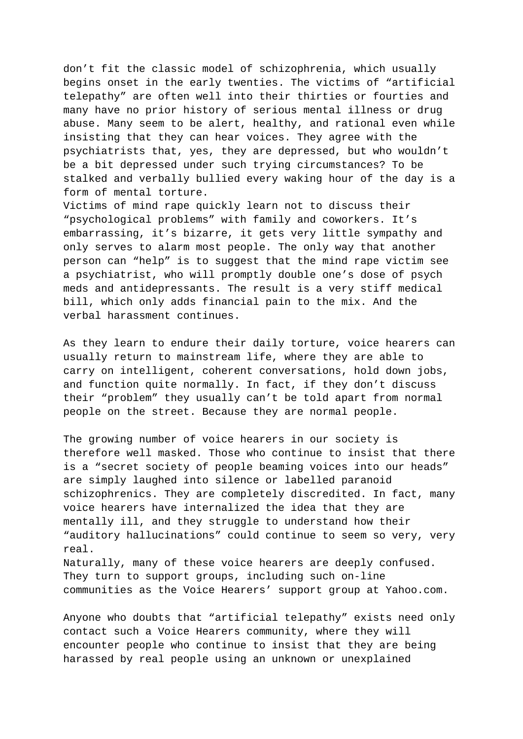don't fit the classic model of schizophrenia, which usually begins onset in the early twenties. The victims of "artificial telepathy" are often well into their thirties or fourties and many have no prior history of serious mental illness or drug abuse. Many seem to be alert, healthy, and rational even while insisting that they can hear voices. They agree with the psychiatrists that, yes, they are depressed, but who wouldn't be a bit depressed under such trying circumstances? To be stalked and verbally bullied every waking hour of the day is a form of mental torture.

Victims of mind rape quickly learn not to discuss their "psychological problems" with family and coworkers. It's embarrassing, it's bizarre, it gets very little sympathy and only serves to alarm most people. The only way that another person can "help" is to suggest that the mind rape victim see a psychiatrist, who will promptly double one's dose of psych meds and antidepressants. The result is a very stiff medical bill, which only adds financial pain to the mix. And the verbal harassment continues.

As they learn to endure their daily torture, voice hearers can usually return to mainstream life, where they are able to carry on intelligent, coherent conversations, hold down jobs, and function quite normally. In fact, if they don't discuss their "problem" they usually can't be told apart from normal people on the street. Because they are normal people.

The growing number of voice hearers in our society is therefore well masked. Those who continue to insist that there is a "secret society of people beaming voices into our heads" are simply laughed into silence or labelled paranoid schizophrenics. They are completely discredited. In fact, many voice hearers have internalized the idea that they are mentally ill, and they struggle to understand how their "auditory hallucinations" could continue to seem so very, very real.

Naturally, many of these voice hearers are deeply confused. They turn to support groups, including such on-line communities as the Voice Hearers' support group at Yahoo.com.

Anyone who doubts that "artificial telepathy" exists need only contact such a Voice Hearers community, where they will encounter people who continue to insist that they are being harassed by real people using an unknown or unexplained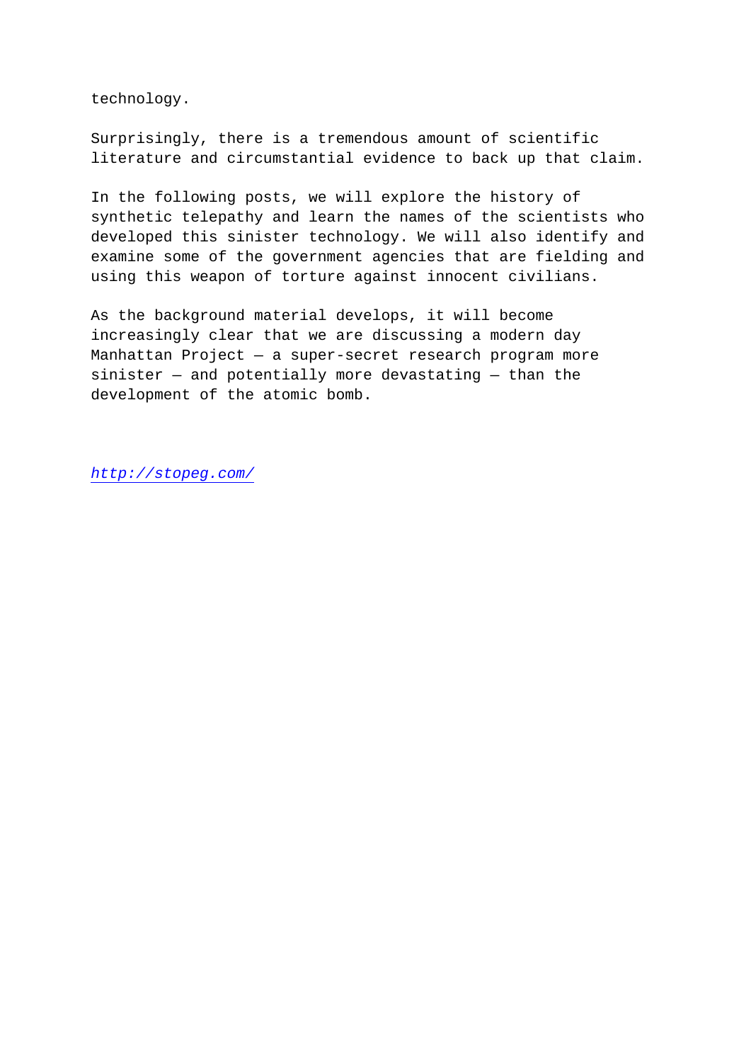technology.

Surprisingly, there is a tremendous amount of scientific literature and circumstantial evidence to back up that claim.

In the following posts, we will explore the history of synthetic telepathy and learn the names of the scientists who developed this sinister technology. We will also identify and examine some of the government agencies that are fielding and using this weapon of torture against innocent civilians.

As the background material develops, it will become increasingly clear that we are discussing a modern day Manhattan Project — a super-secret research program more sinister — and potentially more devastating — than the development of the atomic bomb.

*http://stopeg.com/*